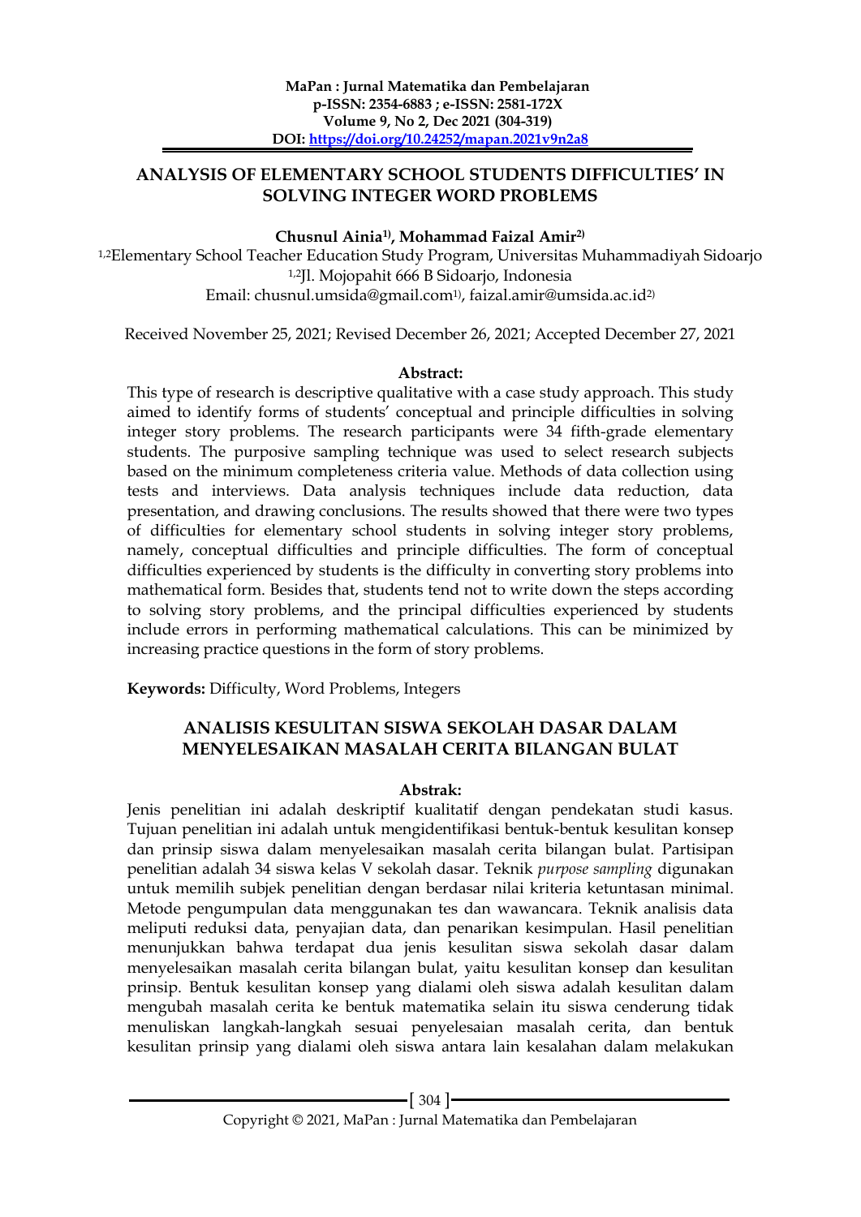# ANALYSIS OF ELEMENTARY SCHOOL STUDENTS DIFFICULTIES' IN SOLVING INTEGER WORD PROBLEMS

**Chusnul Ainia[1)], Mohammad Faizal Amir[2)]**

[1,2]Elementary School Teacher Education Study Program, Universitas Muhammadiyah Sidoarjo
[1,2]Jl. Mojopahit 666 B Sidoarjo, Indonesia
Email: chusnul.umsida@gmail.com[1)], faizal.amir@umsida.ac.id[2)]

Received November 25, 2021; Revised December 26, 2021; Accepted December 27, 2021

**Abstract:**

This type of research is descriptive qualitative with a case study approach. This study aimed to identify forms of students' conceptual and principle difficulties in solving integer story problems. The research participants were 34 fifth-grade elementary students. The purposive sampling technique was used to select research subjects based on the minimum completeness criteria value. Methods of data collection using tests and interviews. Data analysis techniques include data reduction, data presentation, and drawing conclusions. The results showed that there were two types of difficulties for elementary school students in solving integer story problems, namely, conceptual difficulties and principle difficulties. The form of conceptual difficulties experienced by students is the difficulty in converting story problems into mathematical form. Besides that, students tend not to write down the steps according to solving story problems, and the principal difficulties experienced by students include errors in performing mathematical calculations. This can be minimized by increasing practice questions in the form of story problems.

**Keywords:** Difficulty, Word Problems, Integers

## ANALISIS KESULITAN SISWA SEKOLAH DASAR DALAM MENYELESAIKAN MASALAH CERITA BILANGAN BULAT

**Abstrak:**

Jenis penelitian ini adalah deskriptif kualitatif dengan pendekatan studi kasus. Tujuan penelitian ini adalah untuk mengidentifikasi bentuk-bentuk kesulitan konsep dan prinsip siswa dalam menyelesaikan masalah cerita bilangan bulat. Partisipan penelitian adalah 34 siswa kelas V sekolah dasar. Teknik *purpose sampling* digunakan untuk memilih subjek penelitian dengan berdasar nilai kriteria ketuntasan minimal. Metode pengumpulan data menggunakan tes dan wawancara. Teknik analisis data meliputi reduksi data, penyajian data, dan penarikan kesimpulan. Hasil penelitian menunjukkan bahwa terdapat dua jenis kesulitan siswa sekolah dasar dalam menyelesaikan masalah cerita bilangan bulat, yaitu kesulitan konsep dan kesulitan prinsip. Bentuk kesulitan konsep yang dialami oleh siswa adalah kesulitan dalam mengubah masalah cerita ke bentuk matematika selain itu siswa cenderung tidak menuliskan langkah-langkah sesuai penyelesaian masalah cerita, dan bentuk kesulitan prinsip yang dialami oleh siswa antara lain kesalahan dalam melakukan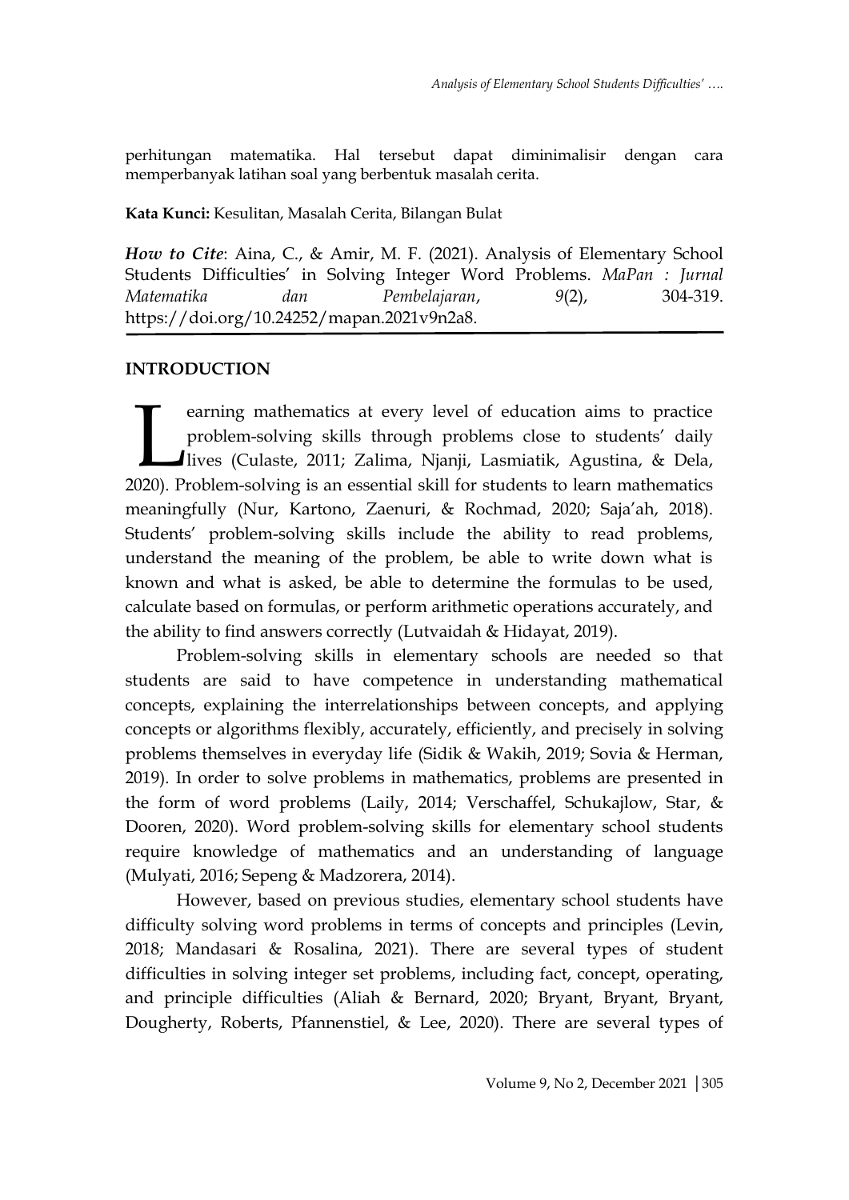perhitungan matematika. Hal tersebut dapat diminimalisir dengan cara memperbanyak latihan soal yang berbentuk masalah cerita.

**Kata Kunci:** Kesulitan, Masalah Cerita, Bilangan Bulat

***How to Cite***: Aina, C., & Amir, M. F. (2021). Analysis of Elementary School Students Difficulties' in Solving Integer Word Problems. *MaPan : Jurnal Matematika dan Pembelajaran*, *9*(2), 304-319. https://doi.org/10.24252/mapan.2021v9n2a8.

## INTRODUCTION

Learning mathematics at every level of education aims to practice problem-solving skills through problems close to students' daily lives (Culaste, 2011; Zalima, Njanji, Lasmiatik, Agustina, & Dela, 2020). Problem-solving is an essential skill for students to learn mathematics meaningfully (Nur, Kartono, Zaenuri, & Rochmad, 2020; Saja'ah, 2018). Students' problem-solving skills include the ability to read problems, understand the meaning of the problem, be able to write down what is known and what is asked, be able to determine the formulas to be used, calculate based on formulas, or perform arithmetic operations accurately, and the ability to find answers correctly (Lutvaidah & Hidayat, 2019).

Problem-solving skills in elementary schools are needed so that students are said to have competence in understanding mathematical concepts, explaining the interrelationships between concepts, and applying concepts or algorithms flexibly, accurately, efficiently, and precisely in solving problems themselves in everyday life (Sidik & Wakih, 2019; Sovia & Herman, 2019). In order to solve problems in mathematics, problems are presented in the form of word problems (Laily, 2014; Verschaffel, Schukajlow, Star, & Dooren, 2020). Word problem-solving skills for elementary school students require knowledge of mathematics and an understanding of language (Mulyati, 2016; Sepeng & Madzorera, 2014).

However, based on previous studies, elementary school students have difficulty solving word problems in terms of concepts and principles (Levin, 2018; Mandasari & Rosalina, 2021). There are several types of student difficulties in solving integer set problems, including fact, concept, operating, and principle difficulties (Aliah & Bernard, 2020; Bryant, Bryant, Bryant, Dougherty, Roberts, Pfannenstiel, & Lee, 2020). There are several types of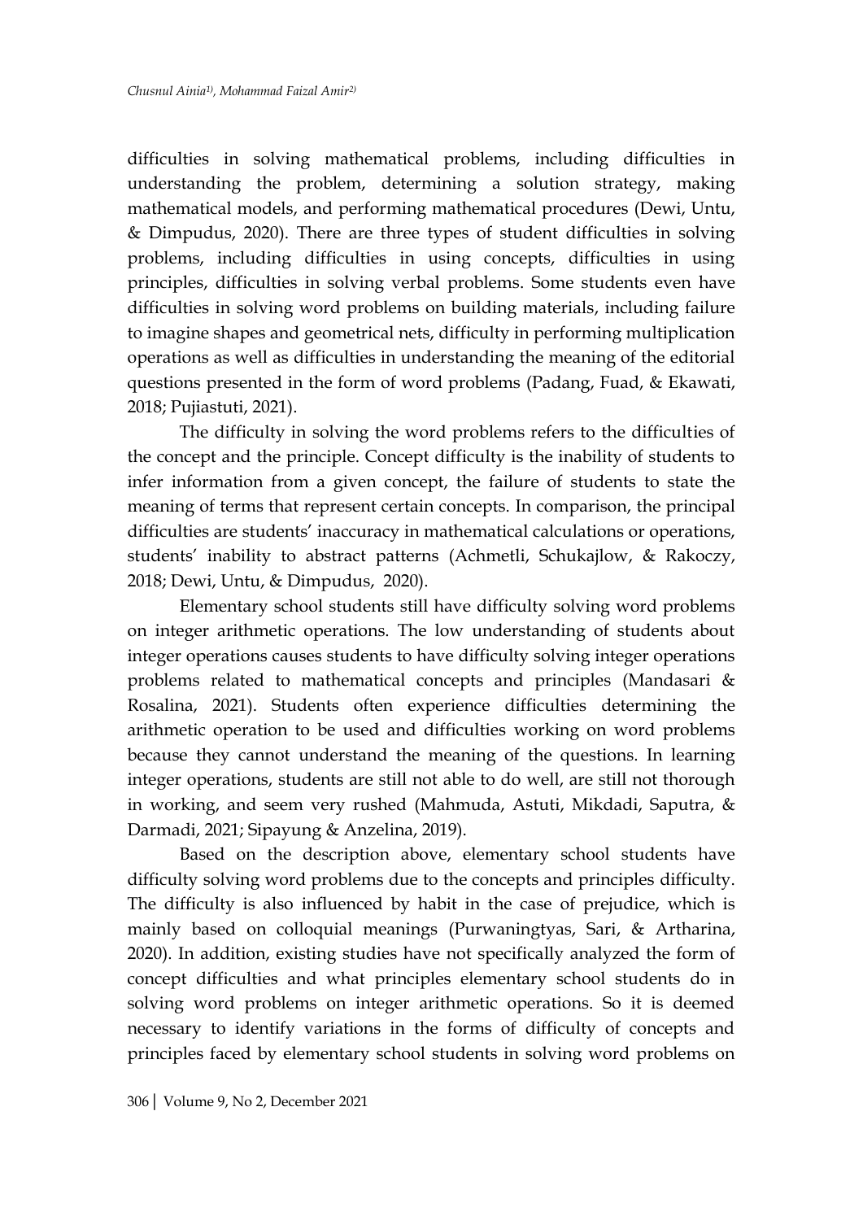difficulties in solving mathematical problems, including difficulties in understanding the problem, determining a solution strategy, making mathematical models, and performing mathematical procedures (Dewi, Untu, & Dimpudus, 2020). There are three types of student difficulties in solving problems, including difficulties in using concepts, difficulties in using principles, difficulties in solving verbal problems. Some students even have difficulties in solving word problems on building materials, including failure to imagine shapes and geometrical nets, difficulty in performing multiplication operations as well as difficulties in understanding the meaning of the editorial questions presented in the form of word problems (Padang, Fuad, & Ekawati, 2018; Pujiastuti, 2021).

The difficulty in solving the word problems refers to the difficulties of the concept and the principle. Concept difficulty is the inability of students to infer information from a given concept, the failure of students to state the meaning of terms that represent certain concepts. In comparison, the principal difficulties are students' inaccuracy in mathematical calculations or operations, students' inability to abstract patterns (Achmetli, Schukajlow, & Rakoczy, 2018; Dewi, Untu, & Dimpudus, 2020).

Elementary school students still have difficulty solving word problems on integer arithmetic operations. The low understanding of students about integer operations causes students to have difficulty solving integer operations problems related to mathematical concepts and principles (Mandasari & Rosalina, 2021). Students often experience difficulties determining the arithmetic operation to be used and difficulties working on word problems because they cannot understand the meaning of the questions. In learning integer operations, students are still not able to do well, are still not thorough in working, and seem very rushed (Mahmuda, Astuti, Mikdadi, Saputra, & Darmadi, 2021; Sipayung & Anzelina, 2019).

Based on the description above, elementary school students have difficulty solving word problems due to the concepts and principles difficulty. The difficulty is also influenced by habit in the case of prejudice, which is mainly based on colloquial meanings (Purwaningtyas, Sari, & Artharina, 2020). In addition, existing studies have not specifically analyzed the form of concept difficulties and what principles elementary school students do in solving word problems on integer arithmetic operations. So it is deemed necessary to identify variations in the forms of difficulty of concepts and principles faced by elementary school students in solving word problems on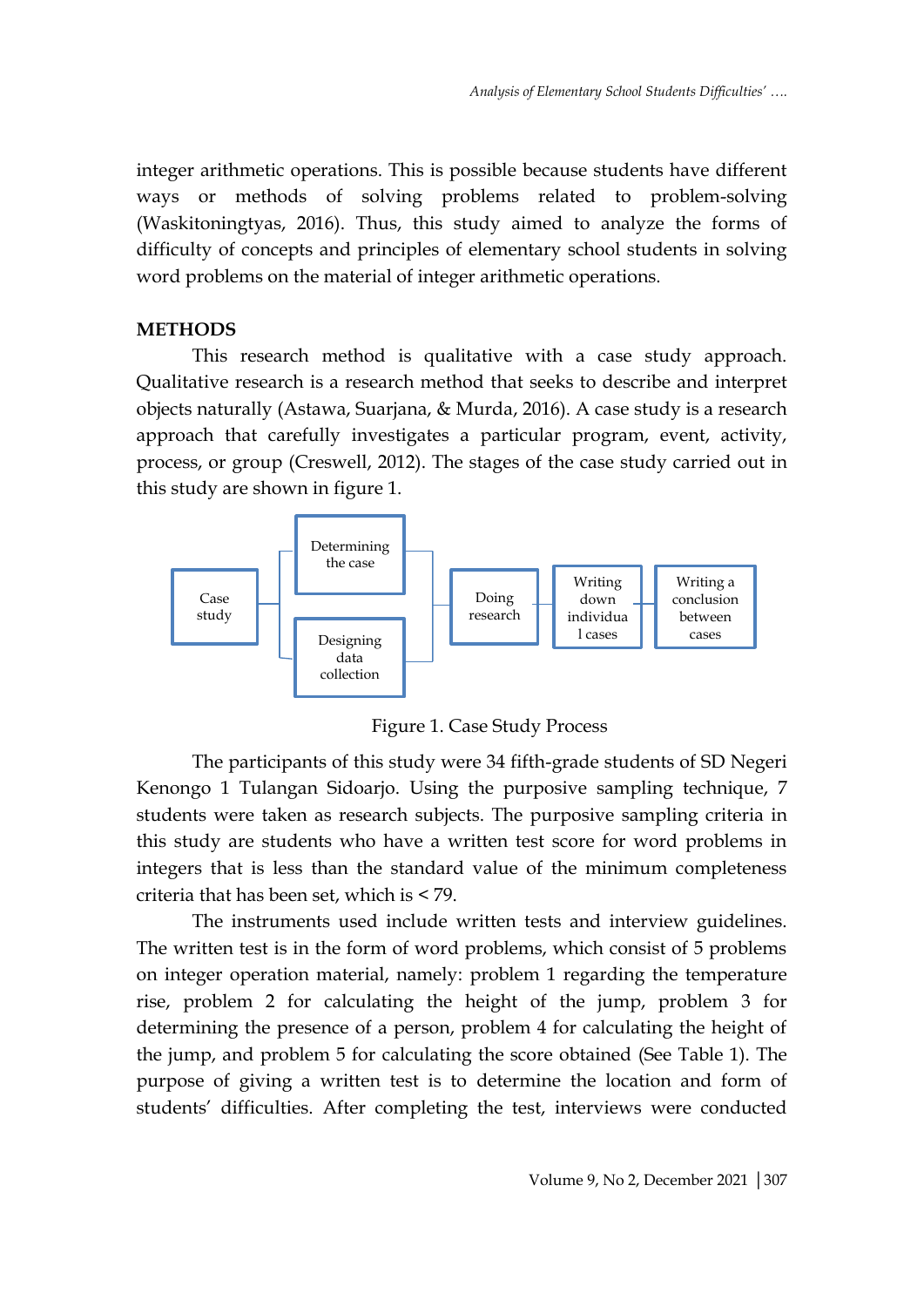integer arithmetic operations. This is possible because students have different ways or methods of solving problems related to problem-solving (Waskitoningtyas, 2016). Thus, this study aimed to analyze the forms of difficulty of concepts and principles of elementary school students in solving word problems on the material of integer arithmetic operations.

## METHODS

This research method is qualitative with a case study approach. Qualitative research is a research method that seeks to describe and interpret objects naturally (Astawa, Suarjana, & Murda, 2016). A case study is a research approach that carefully investigates a particular program, event, activity, process, or group (Creswell, 2012). The stages of the case study carried out in this study are shown in figure 1.

Case study → Determining the case / Designing data collection → Doing research → Writing down individual cases → Writing a conclusion between cases

Figure 1. Case Study Process

The participants of this study were 34 fifth-grade students of SD Negeri Kenongo 1 Tulangan Sidoarjo. Using the purposive sampling technique, 7 students were taken as research subjects. The purposive sampling criteria in this study are students who have a written test score for word problems in integers that is less than the standard value of the minimum completeness criteria that has been set, which is < 79.

The instruments used include written tests and interview guidelines. The written test is in the form of word problems, which consist of 5 problems on integer operation material, namely: problem 1 regarding the temperature rise, problem 2 for calculating the height of the jump, problem 3 for determining the presence of a person, problem 4 for calculating the height of the jump, and problem 5 for calculating the score obtained (See Table 1). The purpose of giving a written test is to determine the location and form of students' difficulties. After completing the test, interviews were conducted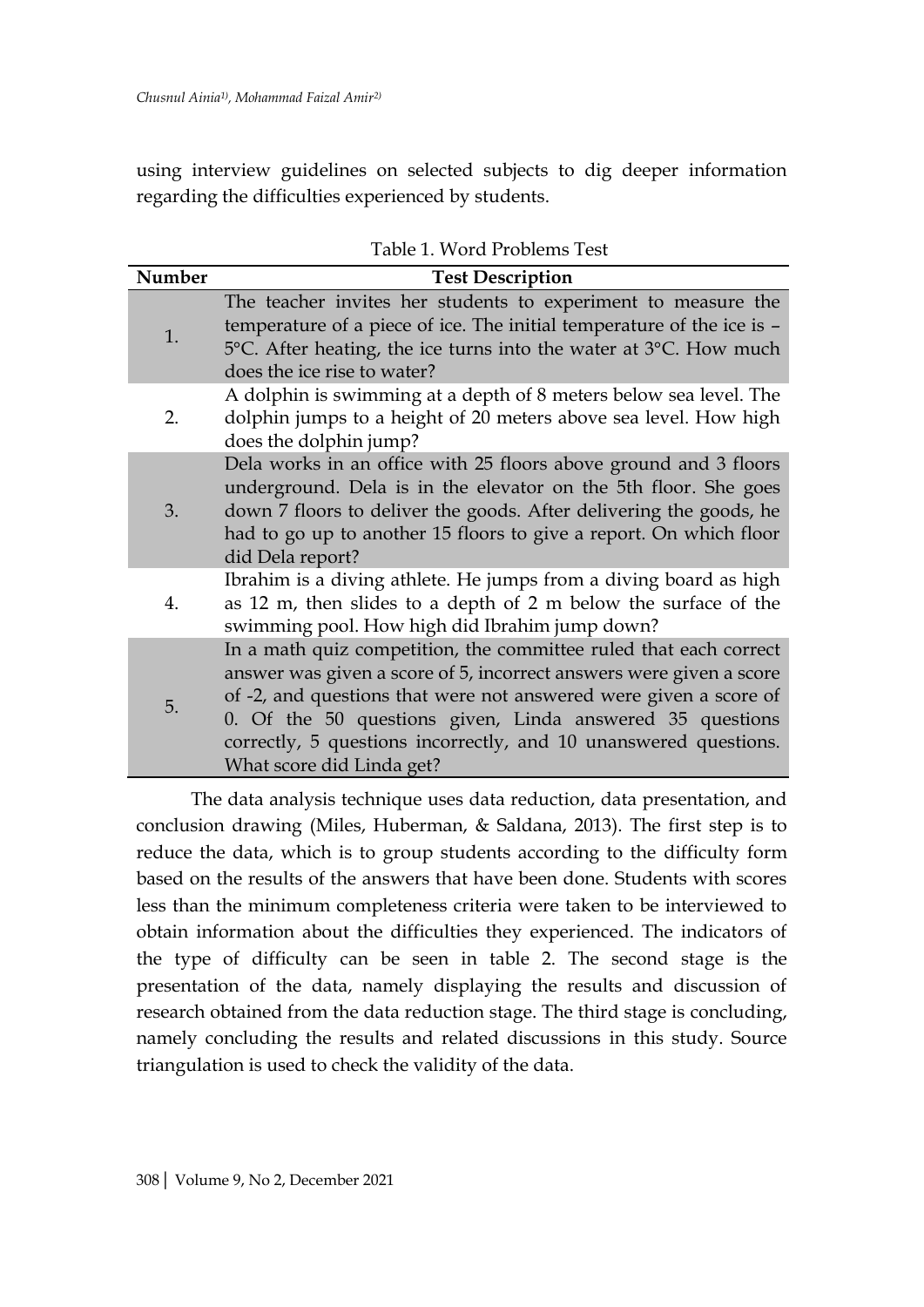using interview guidelines on selected subjects to dig deeper information regarding the difficulties experienced by students.

Table 1. Word Problems Test

| Number | Test Description |
|---|---|
| 1. | The teacher invites her students to experiment to measure the temperature of a piece of ice. The initial temperature of the ice is –5°C. After heating, the ice turns into the water at 3°C. How much does the ice rise to water? |
| 2. | A dolphin is swimming at a depth of 8 meters below sea level. The dolphin jumps to a height of 20 meters above sea level. How high does the dolphin jump? |
| 3. | Dela works in an office with 25 floors above ground and 3 floors underground. Dela is in the elevator on the 5th floor. She goes down 7 floors to deliver the goods. After delivering the goods, he had to go up to another 15 floors to give a report. On which floor did Dela report? |
| 4. | Ibrahim is a diving athlete. He jumps from a diving board as high as 12 m, then slides to a depth of 2 m below the surface of the swimming pool. How high did Ibrahim jump down? |
| 5. | In a math quiz competition, the committee ruled that each correct answer was given a score of 5, incorrect answers were given a score of -2, and questions that were not answered were given a score of 0. Of the 50 questions given, Linda answered 35 questions correctly, 5 questions incorrectly, and 10 unanswered questions. What score did Linda get? |

The data analysis technique uses data reduction, data presentation, and conclusion drawing (Miles, Huberman, & Saldana, 2013). The first step is to reduce the data, which is to group students according to the difficulty form based on the results of the answers that have been done. Students with scores less than the minimum completeness criteria were taken to be interviewed to obtain information about the difficulties they experienced. The indicators of the type of difficulty can be seen in table 2. The second stage is the presentation of the data, namely displaying the results and discussion of research obtained from the data reduction stage. The third stage is concluding, namely concluding the results and related discussions in this study. Source triangulation is used to check the validity of the data.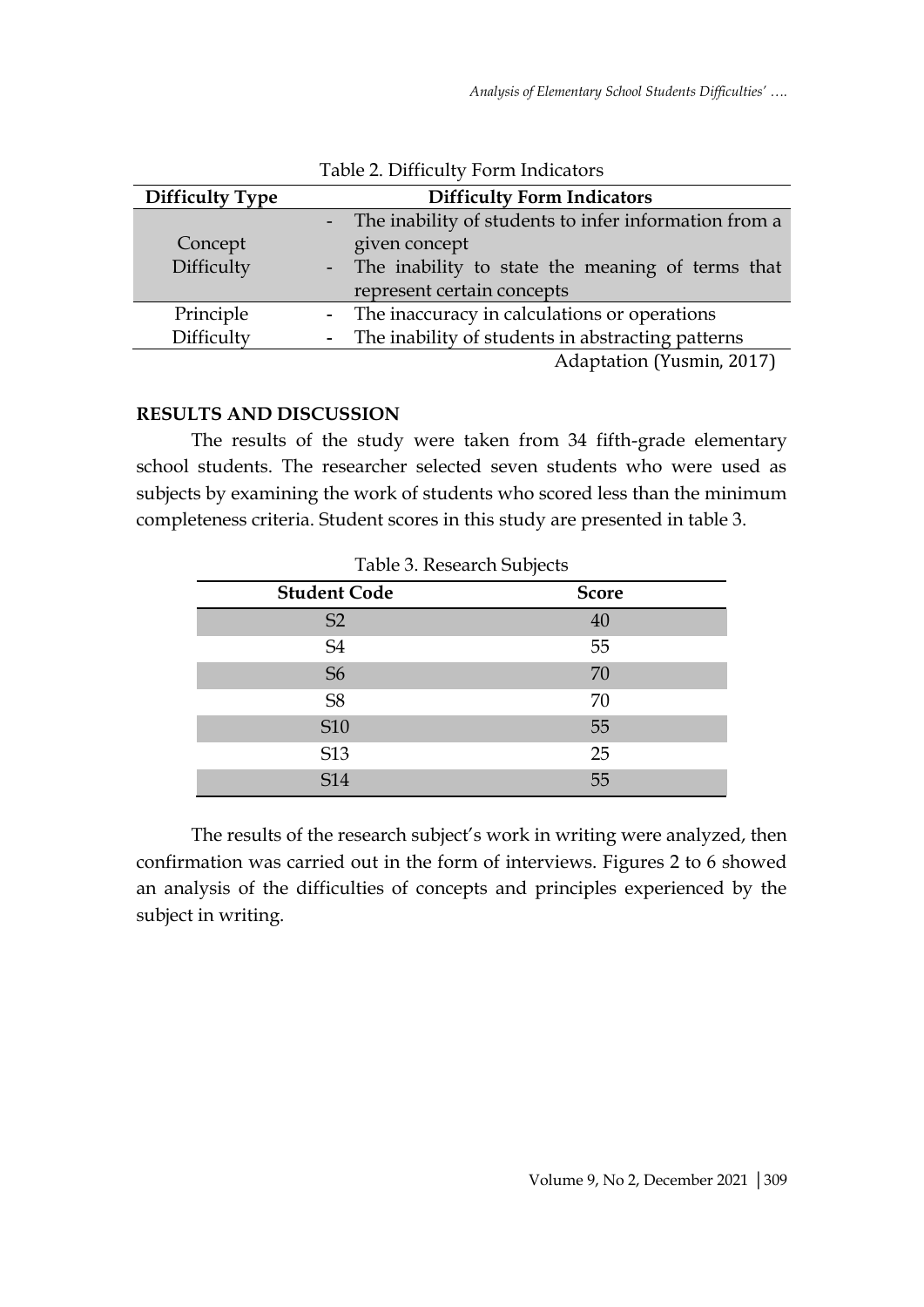Table 2. Difficulty Form Indicators

| Difficulty Type | Difficulty Form Indicators |
|---|---|
| Concept Difficulty | - The inability of students to infer information from a given concept<br>- The inability to state the meaning of terms that represent certain concepts |
| Principle Difficulty | - The inaccuracy in calculations or operations<br>- The inability of students in abstracting patterns |

Adaptation (Yusmin, 2017)

## RESULTS AND DISCUSSION

The results of the study were taken from 34 fifth-grade elementary school students. The researcher selected seven students who were used as subjects by examining the work of students who scored less than the minimum completeness criteria. Student scores in this study are presented in table 3.

Table 3. Research Subjects

| Student Code | Score |
|---|---|
| S2 | 40 |
| S4 | 55 |
| S6 | 70 |
| S8 | 70 |
| S10 | 55 |
| S13 | 25 |
| S14 | 55 |

The results of the research subject's work in writing were analyzed, then confirmation was carried out in the form of interviews. Figures 2 to 6 showed an analysis of the difficulties of concepts and principles experienced by the subject in writing.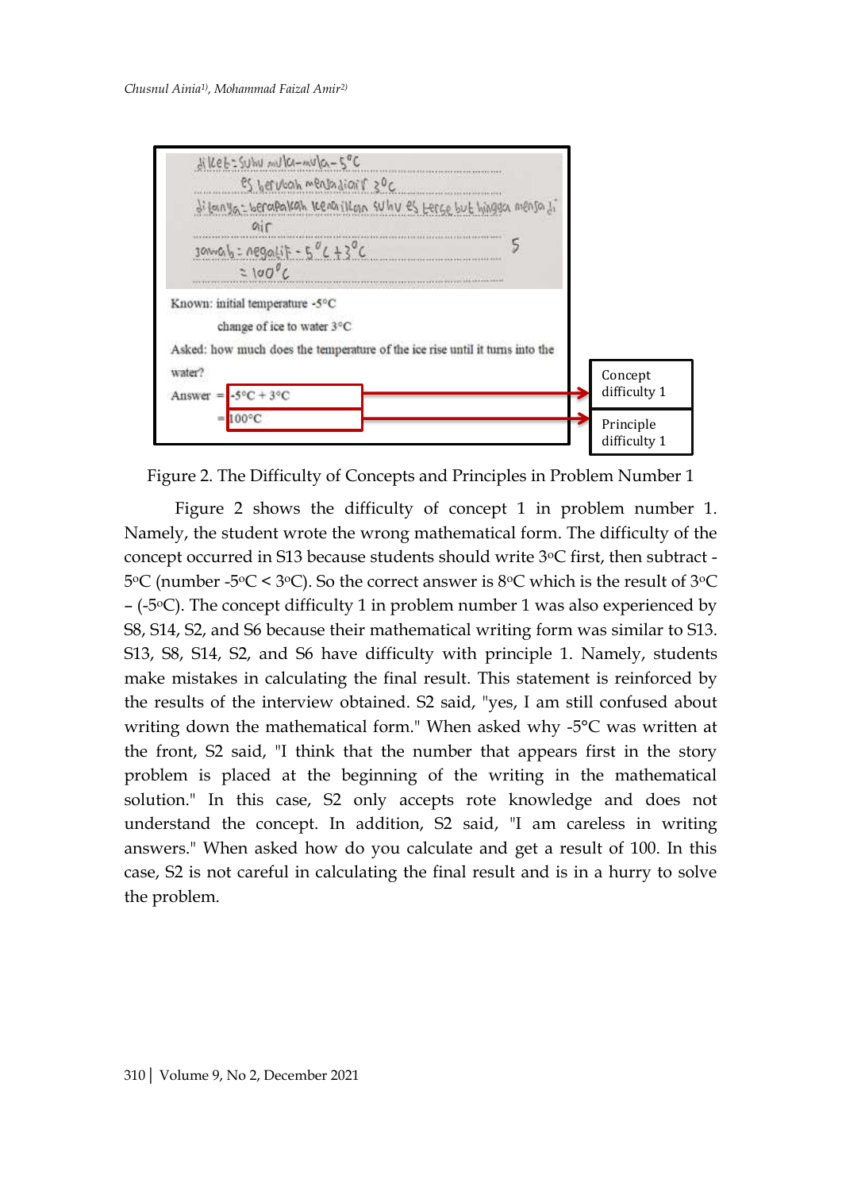Known: initial temperature -5°C

change of ice to water 3°C

Asked: how much does the temperature of the ice rise until it turns into the water?

Answer = -5°C + 3°C → Concept difficulty 1

= 100°C → Principle difficulty 1

Figure 2. The Difficulty of Concepts and Principles in Problem Number 1

Figure 2 shows the difficulty of concept 1 in problem number 1. Namely, the student wrote the wrong mathematical form. The difficulty of the concept occurred in S13 because students should write 3°C first, then subtract -5°C (number -5°C < 3°C). So the correct answer is 8°C which is the result of 3°C – (-5°C). The concept difficulty 1 in problem number 1 was also experienced by S8, S14, S2, and S6 because their mathematical writing form was similar to S13. S13, S8, S14, S2, and S6 have difficulty with principle 1. Namely, students make mistakes in calculating the final result. This statement is reinforced by the results of the interview obtained. S2 said, "yes, I am still confused about writing down the mathematical form." When asked why -5°C was written at the front, S2 said, "I think that the number that appears first in the story problem is placed at the beginning of the writing in the mathematical solution." In this case, S2 only accepts rote knowledge and does not understand the concept. In addition, S2 said, "I am careless in writing answers." When asked how do you calculate and get a result of 100. In this case, S2 is not careful in calculating the final result and is in a hurry to solve the problem.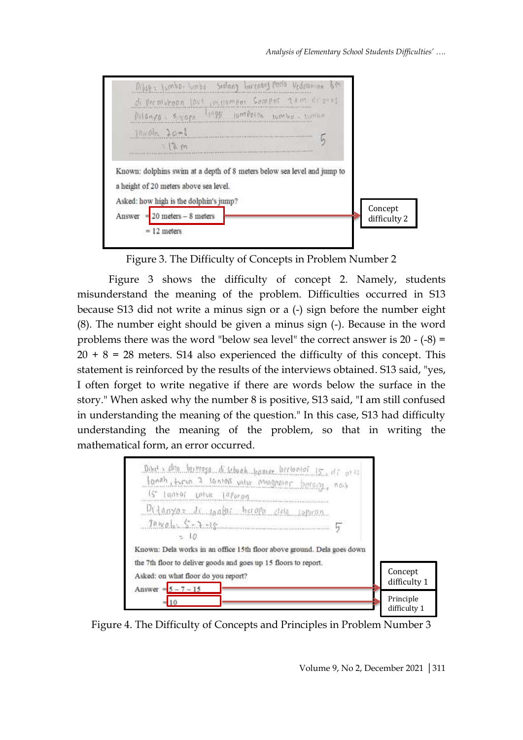Known: dolphins swim at a depth of 8 meters below sea level and jump to a height of 20 meters above sea level.

Asked: how high is the dolphin's jump?

Answer = 20 meters – 8 meters

= 12 meters

Concept difficulty 2

Figure 3. The Difficulty of Concepts in Problem Number 2

Figure 3 shows the difficulty of concept 2. Namely, students misunderstand the meaning of the problem. Difficulties occurred in S13 because S13 did not write a minus sign or a (-) sign before the number eight (8). The number eight should be given a minus sign (-). Because in the word problems there was the word "below sea level" the correct answer is 20 - (-8) = 20 + 8 = 28 meters. S14 also experienced the difficulty of this concept. This statement is reinforced by the results of the interviews obtained. S13 said, "yes, I often forget to write negative if there are words below the surface in the story." When asked why the number 8 is positive, S13 said, "I am still confused in understanding the meaning of the question." In this case, S13 had difficulty understanding the meaning of the problem, so that in writing the mathematical form, an error occurred.

Known: Dela works in an office 15th floor above ground. Dela goes down the 7th floor to deliver goods and goes up 15 floors to report.

Asked: on what floor do you report?

Answer = 5 – 7 – 15

= 10

Concept difficulty 1

Principle difficulty 1

Figure 4. The Difficulty of Concepts and Principles in Problem Number 3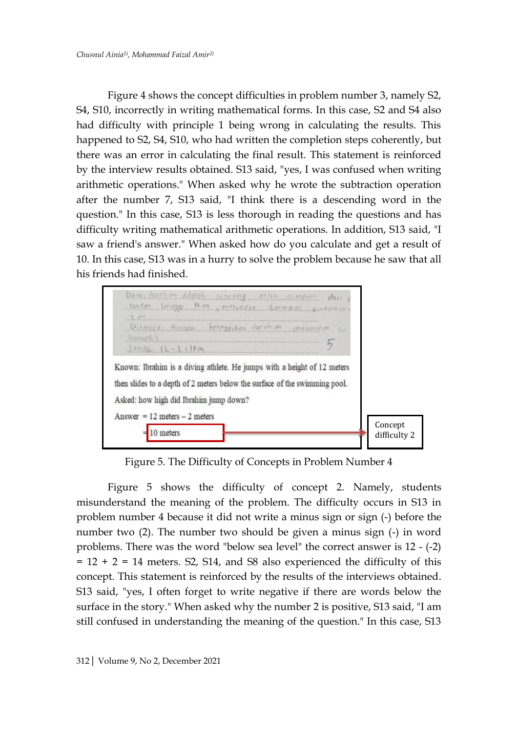Figure 4 shows the concept difficulties in problem number 3, namely S2, S4, S10, incorrectly in writing mathematical forms. In this case, S2 and S4 also had difficulty with principle 1 being wrong in calculating the results. This happened to S2, S4, S10, who had written the completion steps coherently, but there was an error in calculating the final result. This statement is reinforced by the interview results obtained. S13 said, "yes, I was confused when writing arithmetic operations." When asked why he wrote the subtraction operation after the number 7, S13 said, "I think there is a descending word in the question." In this case, S13 is less thorough in reading the questions and has difficulty writing mathematical arithmetic operations. In addition, S13 said, "I saw a friend's answer." When asked how do you calculate and get a result of 10. In this case, S13 was in a hurry to solve the problem because he saw that all his friends had finished.

Known: Ibrahim is a diving athlete. He jumps with a height of 12 meters then slides to a depth of 2 meters below the surface of the swimming pool.

Asked: how high did Ibrahim jump down?

Answer = 12 meters – 2 meters

= 10 meters

Concept difficulty 2

Figure 5. The Difficulty of Concepts in Problem Number 4

Figure 5 shows the difficulty of concept 2. Namely, students misunderstand the meaning of the problem. The difficulty occurs in S13 in problem number 4 because it did not write a minus sign or sign (-) before the number two (2). The number two should be given a minus sign (-) in word problems. There was the word "below sea level" the correct answer is $12 - (-2) = 12 + 2 = 14$ meters. S2, S14, and S8 also experienced the difficulty of this concept. This statement is reinforced by the results of the interviews obtained. S13 said, "yes, I often forget to write negative if there are words below the surface in the story." When asked why the number 2 is positive, S13 said, "I am still confused in understanding the meaning of the question." In this case, S13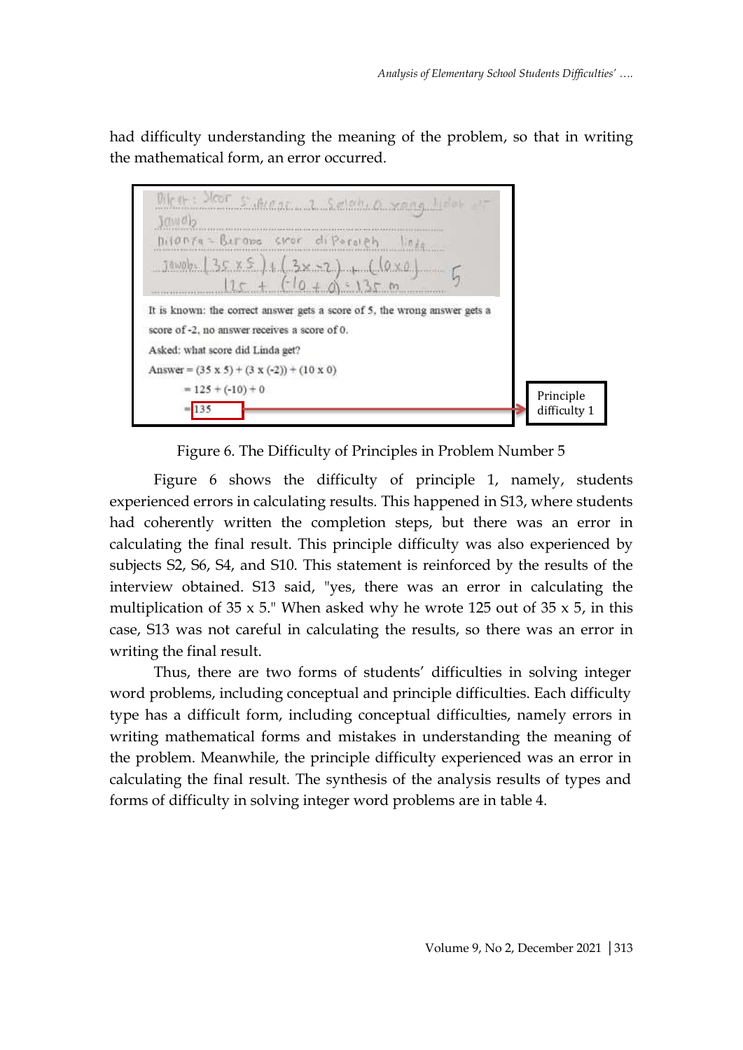had difficulty understanding the meaning of the problem, so that in writing the mathematical form, an error occurred.

It is known: the correct answer gets a score of 5, the wrong answer gets a score of -2, no answer receives a score of 0.

Asked: what score did Linda get?

Answer = (35 x 5) + (3 x (-2)) + (10 x 0)

= 125 + (-10) + 0

= 135

Principle difficulty 1

Figure 6. The Difficulty of Principles in Problem Number 5

Figure 6 shows the difficulty of principle 1, namely, students experienced errors in calculating results. This happened in S13, where students had coherently written the completion steps, but there was an error in calculating the final result. This principle difficulty was also experienced by subjects S2, S6, S4, and S10. This statement is reinforced by the results of the interview obtained. S13 said, "yes, there was an error in calculating the multiplication of 35 x 5." When asked why he wrote 125 out of 35 x 5, in this case, S13 was not careful in calculating the results, so there was an error in writing the final result.

Thus, there are two forms of students' difficulties in solving integer word problems, including conceptual and principle difficulties. Each difficulty type has a difficult form, including conceptual difficulties, namely errors in writing mathematical forms and mistakes in understanding the meaning of the problem. Meanwhile, the principle difficulty experienced was an error in calculating the final result. The synthesis of the analysis results of types and forms of difficulty in solving integer word problems are in table 4.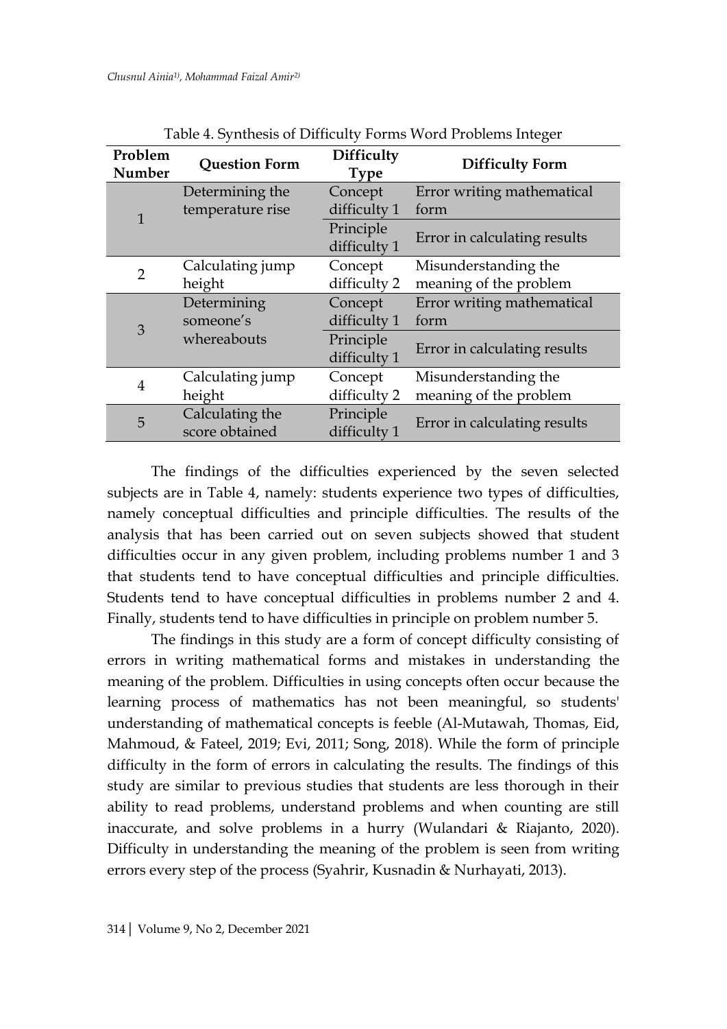Table 4. Synthesis of Difficulty Forms Word Problems Integer

| Problem Number | Question Form | Difficulty Type | Difficulty Form |
|---|---|---|---|
| 1 | Determining the temperature rise | Concept difficulty 1 | Error writing mathematical form |
| | | Principle difficulty 1 | Error in calculating results |
| 2 | Calculating jump height | Concept difficulty 2 | Misunderstanding the meaning of the problem |
| 3 | Determining someone's whereabouts | Concept difficulty 1 | Error writing mathematical form |
| | | Principle difficulty 1 | Error in calculating results |
| 4 | Calculating jump height | Concept difficulty 2 | Misunderstanding the meaning of the problem |
| 5 | Calculating the score obtained | Principle difficulty 1 | Error in calculating results |

The findings of the difficulties experienced by the seven selected subjects are in Table 4, namely: students experience two types of difficulties, namely conceptual difficulties and principle difficulties. The results of the analysis that has been carried out on seven subjects showed that student difficulties occur in any given problem, including problems number 1 and 3 that students tend to have conceptual difficulties and principle difficulties. Students tend to have conceptual difficulties in problems number 2 and 4. Finally, students tend to have difficulties in principle on problem number 5.

The findings in this study are a form of concept difficulty consisting of errors in writing mathematical forms and mistakes in understanding the meaning of the problem. Difficulties in using concepts often occur because the learning process of mathematics has not been meaningful, so students' understanding of mathematical concepts is feeble (Al-Mutawah, Thomas, Eid, Mahmoud, & Fateel, 2019; Evi, 2011; Song, 2018). While the form of principle difficulty in the form of errors in calculating the results. The findings of this study are similar to previous studies that students are less thorough in their ability to read problems, understand problems and when counting are still inaccurate, and solve problems in a hurry (Wulandari & Riajanto, 2020). Difficulty in understanding the meaning of the problem is seen from writing errors every step of the process (Syahrir, Kusnadin & Nurhayati, 2013).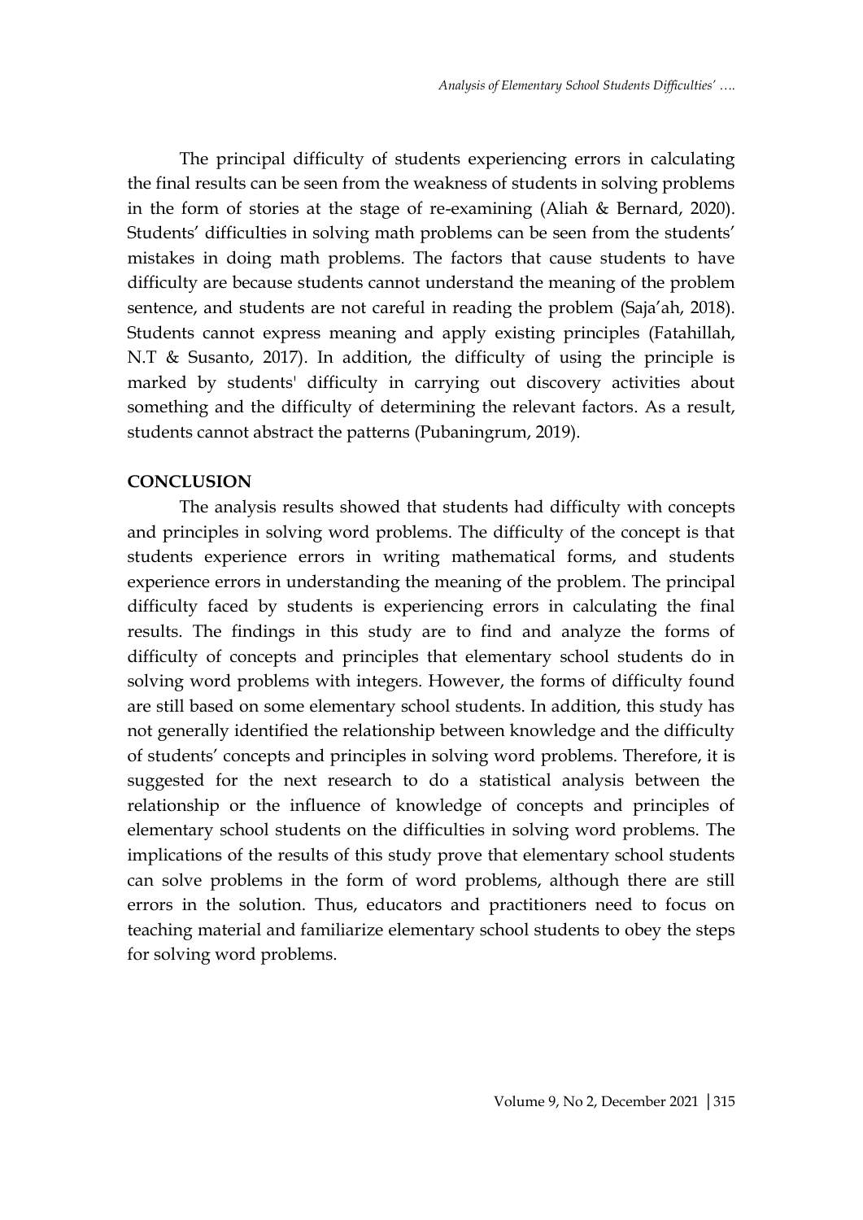The principal difficulty of students experiencing errors in calculating the final results can be seen from the weakness of students in solving problems in the form of stories at the stage of re-examining (Aliah & Bernard, 2020). Students' difficulties in solving math problems can be seen from the students' mistakes in doing math problems. The factors that cause students to have difficulty are because students cannot understand the meaning of the problem sentence, and students are not careful in reading the problem (Saja'ah, 2018). Students cannot express meaning and apply existing principles (Fatahillah, N.T & Susanto, 2017). In addition, the difficulty of using the principle is marked by students' difficulty in carrying out discovery activities about something and the difficulty of determining the relevant factors. As a result, students cannot abstract the patterns (Pubaningrum, 2019).

## CONCLUSION

The analysis results showed that students had difficulty with concepts and principles in solving word problems. The difficulty of the concept is that students experience errors in writing mathematical forms, and students experience errors in understanding the meaning of the problem. The principal difficulty faced by students is experiencing errors in calculating the final results. The findings in this study are to find and analyze the forms of difficulty of concepts and principles that elementary school students do in solving word problems with integers. However, the forms of difficulty found are still based on some elementary school students. In addition, this study has not generally identified the relationship between knowledge and the difficulty of students' concepts and principles in solving word problems. Therefore, it is suggested for the next research to do a statistical analysis between the relationship or the influence of knowledge of concepts and principles of elementary school students on the difficulties in solving word problems. The implications of the results of this study prove that elementary school students can solve problems in the form of word problems, although there are still errors in the solution. Thus, educators and practitioners need to focus on teaching material and familiarize elementary school students to obey the steps for solving word problems.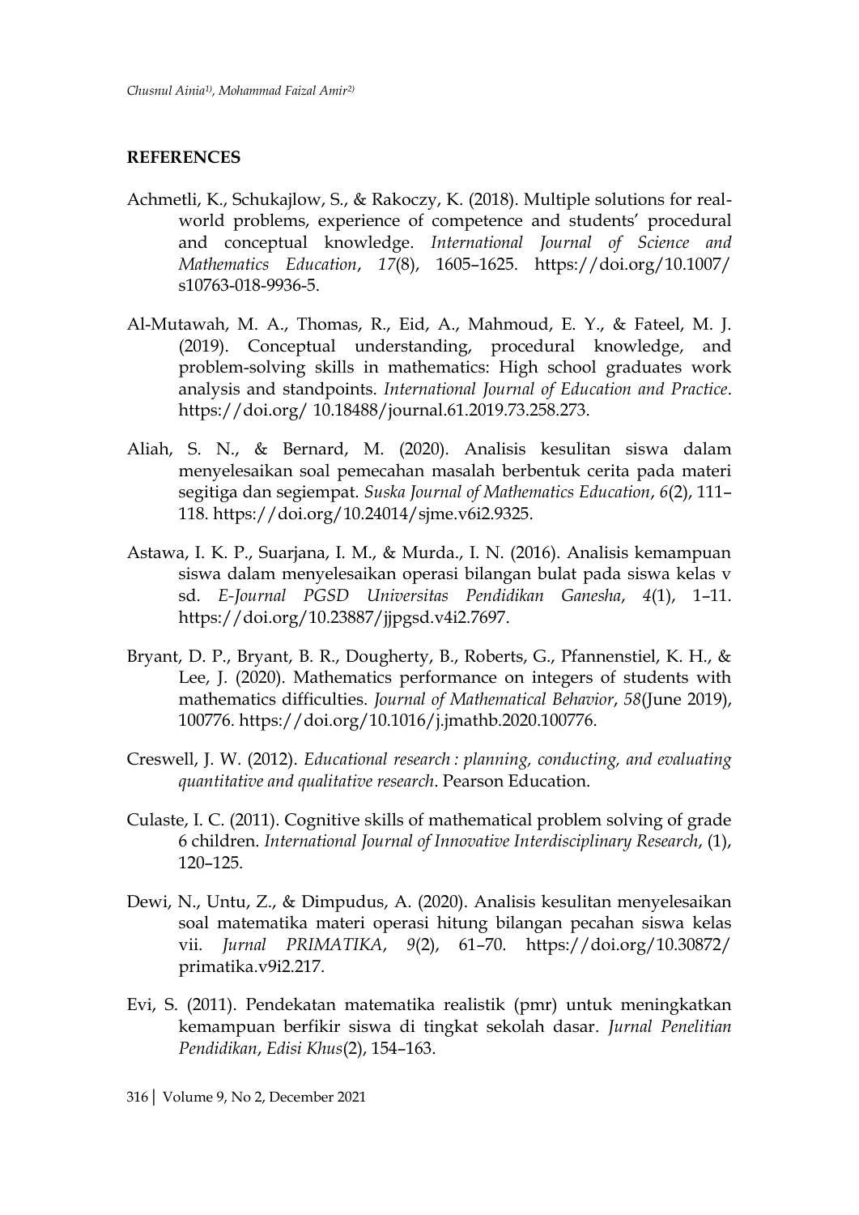## REFERENCES

Achmetli, K., Schukajlow, S., & Rakoczy, K. (2018). Multiple solutions for real-world problems, experience of competence and students' procedural and conceptual knowledge. *International Journal of Science and Mathematics Education*, *17*(8), 1605–1625. https://doi.org/10.1007/s10763-018-9936-5.

Al-Mutawah, M. A., Thomas, R., Eid, A., Mahmoud, E. Y., & Fateel, M. J. (2019). Conceptual understanding, procedural knowledge, and problem-solving skills in mathematics: High school graduates work analysis and standpoints. *International Journal of Education and Practice*. https://doi.org/ 10.18488/journal.61.2019.73.258.273.

Aliah, S. N., & Bernard, M. (2020). Analisis kesulitan siswa dalam menyelesaikan soal pemecahan masalah berbentuk cerita pada materi segitiga dan segiempat. *Suska Journal of Mathematics Education*, *6*(2), 111–118. https://doi.org/10.24014/sjme.v6i2.9325.

Astawa, I. K. P., Suarjana, I. M., & Murda., I. N. (2016). Analisis kemampuan siswa dalam menyelesaikan operasi bilangan bulat pada siswa kelas v sd. *E-Journal PGSD Universitas Pendidikan Ganesha*, *4*(1), 1–11. https://doi.org/10.23887/jjpgsd.v4i2.7697.

Bryant, D. P., Bryant, B. R., Dougherty, B., Roberts, G., Pfannenstiel, K. H., & Lee, J. (2020). Mathematics performance on integers of students with mathematics difficulties. *Journal of Mathematical Behavior*, *58*(June 2019), 100776. https://doi.org/10.1016/j.jmathb.2020.100776.

Creswell, J. W. (2012). *Educational research : planning, conducting, and evaluating quantitative and qualitative research*. Pearson Education.

Culaste, I. C. (2011). Cognitive skills of mathematical problem solving of grade 6 children. *International Journal of Innovative Interdisciplinary Research*, (1), 120–125.

Dewi, N., Untu, Z., & Dimpudus, A. (2020). Analisis kesulitan menyelesaikan soal matematika materi operasi hitung bilangan pecahan siswa kelas vii. *Jurnal PRIMATIKA*, *9*(2), 61–70. https://doi.org/10.30872/primatika.v9i2.217.

Evi, S. (2011). Pendekatan matematika realistik (pmr) untuk meningkatkan kemampuan berfikir siswa di tingkat sekolah dasar. *Jurnal Penelitian Pendidikan*, *Edisi Khus*(2), 154–163.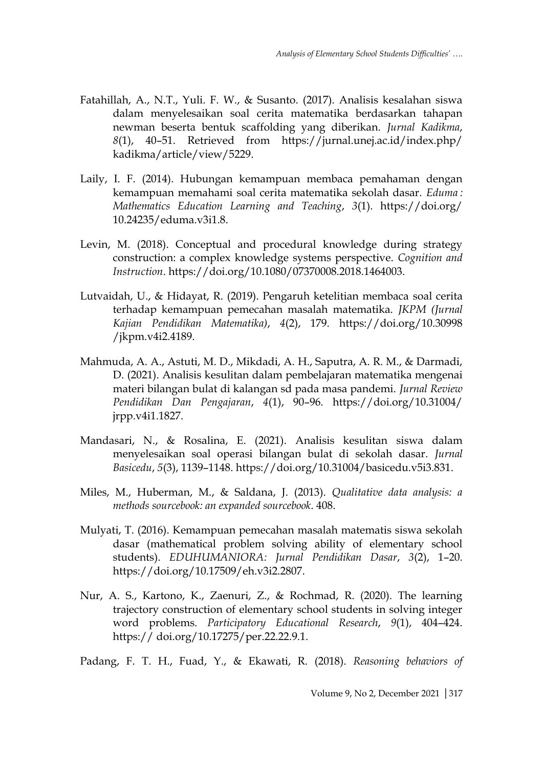Fatahillah, A., N.T., Yuli. F. W., & Susanto. (2017). Analisis kesalahan siswa dalam menyelesaikan soal cerita matematika berdasarkan tahapan newman beserta bentuk scaffolding yang diberikan. *Jurnal Kadikma*, *8*(1), 40–51. Retrieved from https://jurnal.unej.ac.id/index.php/kadikma/article/view/5229.

Laily, I. F. (2014). Hubungan kemampuan membaca pemahaman dengan kemampuan memahami soal cerita matematika sekolah dasar. *Eduma : Mathematics Education Learning and Teaching*, *3*(1). https://doi.org/10.24235/eduma.v3i1.8.

Levin, M. (2018). Conceptual and procedural knowledge during strategy construction: a complex knowledge systems perspective. *Cognition and Instruction*. https://doi.org/10.1080/07370008.2018.1464003.

Lutvaidah, U., & Hidayat, R. (2019). Pengaruh ketelitian membaca soal cerita terhadap kemampuan pemecahan masalah matematika. *JKPM (Jurnal Kajian Pendidikan Matematika)*, *4*(2), 179. https://doi.org/10.30998/jkpm.v4i2.4189.

Mahmuda, A. A., Astuti, M. D., Mikdadi, A. H., Saputra, A. R. M., & Darmadi, D. (2021). Analisis kesulitan dalam pembelajaran matematika mengenai materi bilangan bulat di kalangan sd pada masa pandemi. *Jurnal Review Pendidikan Dan Pengajaran*, *4*(1), 90–96. https://doi.org/10.31004/jrpp.v4i1.1827.

Mandasari, N., & Rosalina, E. (2021). Analisis kesulitan siswa dalam menyelesaikan soal operasi bilangan bulat di sekolah dasar. *Jurnal Basicedu*, *5*(3), 1139–1148. https://doi.org/10.31004/basicedu.v5i3.831.

Miles, M., Huberman, M., & Saldana, J. (2013). *Qualitative data analysis: a methods sourcebook: an expanded sourcebook*. 408.

Mulyati, T. (2016). Kemampuan pemecahan masalah matematis siswa sekolah dasar (mathematical problem solving ability of elementary school students). *EDUHUMANIORA: Jurnal Pendidikan Dasar*, *3*(2), 1–20. https://doi.org/10.17509/eh.v3i2.2807.

Nur, A. S., Kartono, K., Zaenuri, Z., & Rochmad, R. (2020). The learning trajectory construction of elementary school students in solving integer word problems. *Participatory Educational Research*, *9*(1), 404–424. https:// doi.org/10.17275/per.22.22.9.1.

Padang, F. T. H., Fuad, Y., & Ekawati, R. (2018). *Reasoning behaviors of*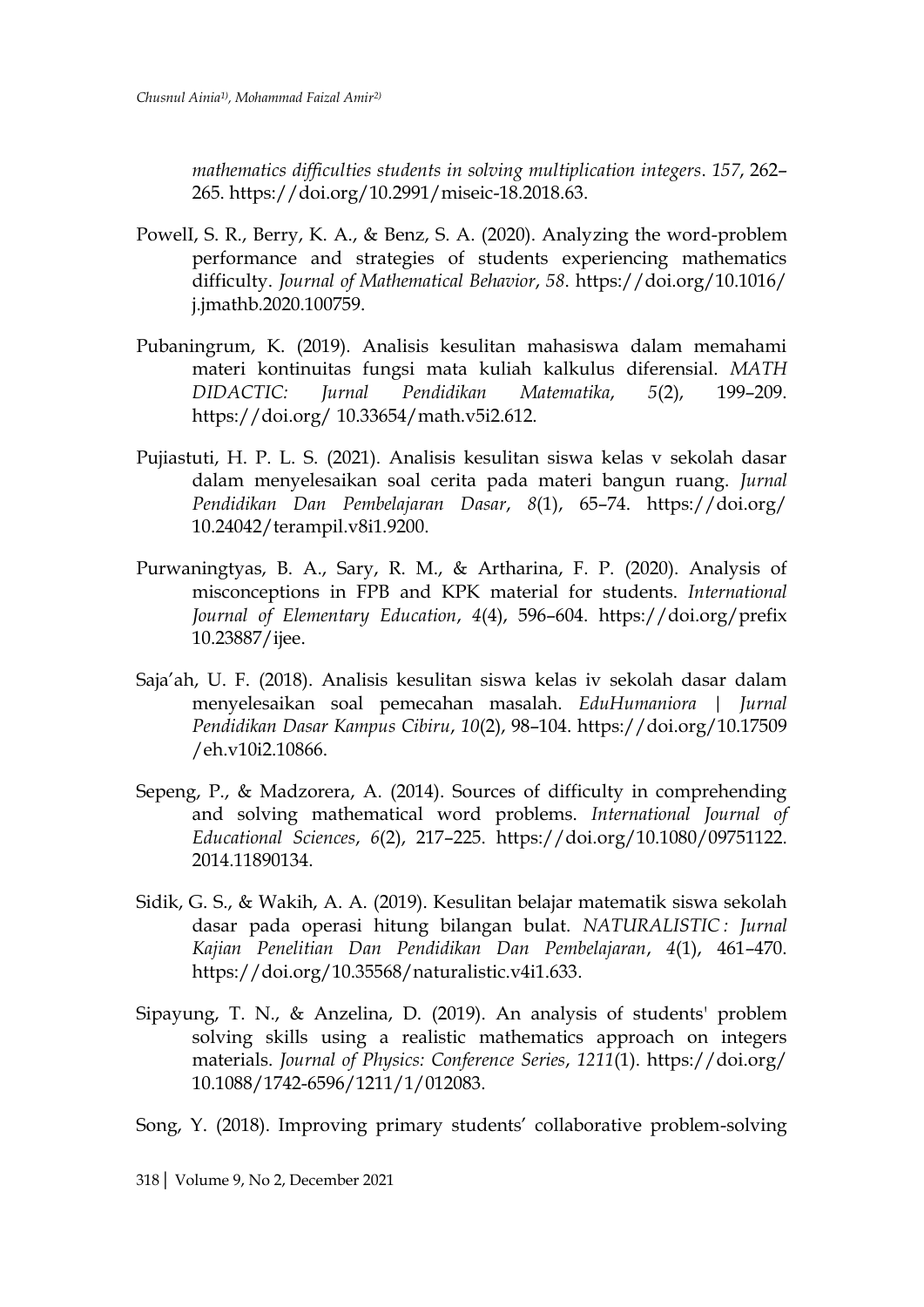*mathematics difficulties students in solving multiplication integers*. *157*, 262–265. https://doi.org/10.2991/miseic-18.2018.63.

PowelI, S. R., Berry, K. A., & Benz, S. A. (2020). Analyzing the word-problem performance and strategies of students experiencing mathematics difficulty. *Journal of Mathematical Behavior*, *58*. https://doi.org/10.1016/j.jmathb.2020.100759.

Pubaningrum, K. (2019). Analisis kesulitan mahasiswa dalam memahami materi kontinuitas fungsi mata kuliah kalkulus diferensial. *MATH DIDACTIC: Jurnal Pendidikan Matematika*, *5*(2), 199–209. https://doi.org/ 10.33654/math.v5i2.612.

Pujiastuti, H. P. L. S. (2021). Analisis kesulitan siswa kelas v sekolah dasar dalam menyelesaikan soal cerita pada materi bangun ruang. *Jurnal Pendidikan Dan Pembelajaran Dasar*, *8*(1), 65–74. https://doi.org/ 10.24042/terampil.v8i1.9200.

Purwaningtyas, B. A., Sary, R. M., & Artharina, F. P. (2020). Analysis of misconceptions in FPB and KPK material for students. *International Journal of Elementary Education*, *4*(4), 596–604. https://doi.org/prefix 10.23887/ijee.

Saja'ah, U. F. (2018). Analisis kesulitan siswa kelas iv sekolah dasar dalam menyelesaikan soal pemecahan masalah. *EduHumaniora | Jurnal Pendidikan Dasar Kampus Cibiru*, *10*(2), 98–104. https://doi.org/10.17509 /eh.v10i2.10866.

Sepeng, P., & Madzorera, A. (2014). Sources of difficulty in comprehending and solving mathematical word problems. *International Journal of Educational Sciences*, *6*(2), 217–225. https://doi.org/10.1080/09751122. 2014.11890134.

Sidik, G. S., & Wakih, A. A. (2019). Kesulitan belajar matematik siswa sekolah dasar pada operasi hitung bilangan bulat. *NATURALISTIC : Jurnal Kajian Penelitian Dan Pendidikan Dan Pembelajaran*, *4*(1), 461–470. https://doi.org/10.35568/naturalistic.v4i1.633.

Sipayung, T. N., & Anzelina, D. (2019). An analysis of students' problem solving skills using a realistic mathematics approach on integers materials. *Journal of Physics: Conference Series*, *1211*(1). https://doi.org/ 10.1088/1742-6596/1211/1/012083.

Song, Y. (2018). Improving primary students' collaborative problem-solving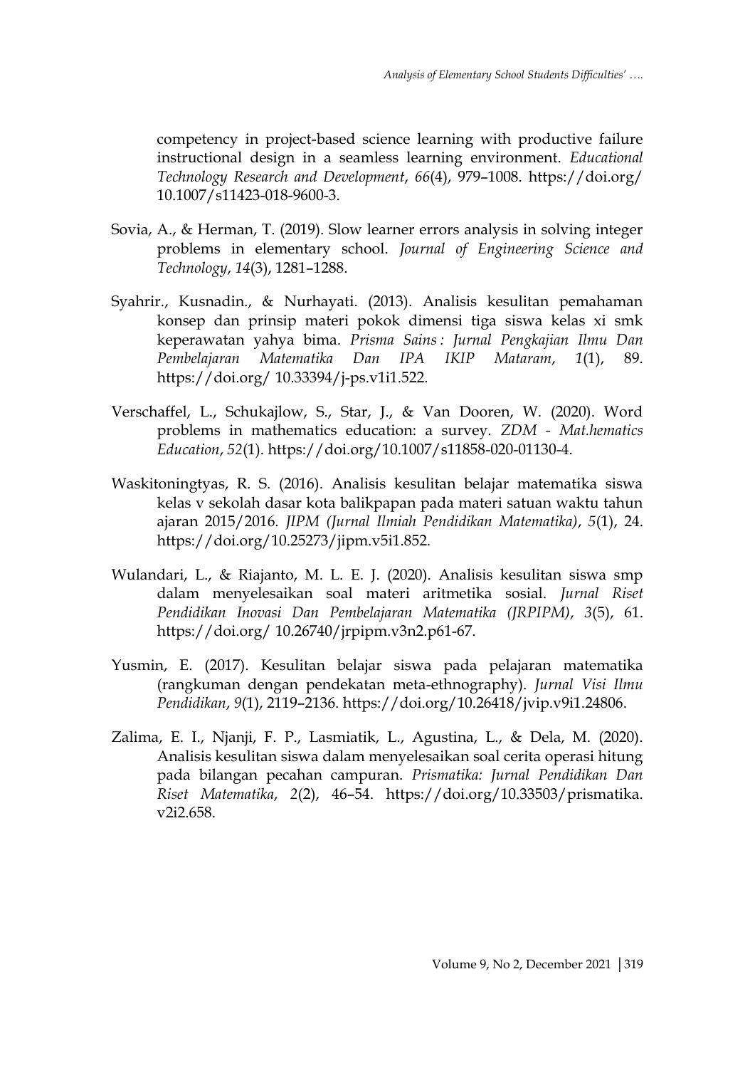competency in project-based science learning with productive failure instructional design in a seamless learning environment. *Educational Technology Research and Development*, *66*(4), 979–1008. https://doi.org/ 10.1007/s11423-018-9600-3.

Sovia, A., & Herman, T. (2019). Slow learner errors analysis in solving integer problems in elementary school. *Journal of Engineering Science and Technology*, *14*(3), 1281–1288.

Syahrir., Kusnadin., & Nurhayati. (2013). Analisis kesulitan pemahaman konsep dan prinsip materi pokok dimensi tiga siswa kelas xi smk keperawatan yahya bima. *Prisma Sains : Jurnal Pengkajian Ilmu Dan Pembelajaran Matematika Dan IPA IKIP Mataram*, *1*(1), 89. https://doi.org/ 10.33394/j-ps.v1i1.522.

Verschaffel, L., Schukajlow, S., Star, J., & Van Dooren, W. (2020). Word problems in mathematics education: a survey. *ZDM - Mat.hematics Education*, *52*(1). https://doi.org/10.1007/s11858-020-01130-4.

Waskitoningtyas, R. S. (2016). Analisis kesulitan belajar matematika siswa kelas v sekolah dasar kota balikpapan pada materi satuan waktu tahun ajaran 2015/2016. *JIPM (Jurnal Ilmiah Pendidikan Matematika)*, *5*(1), 24. https://doi.org/10.25273/jipm.v5i1.852.

Wulandari, L., & Riajanto, M. L. E. J. (2020). Analisis kesulitan siswa smp dalam menyelesaikan soal materi aritmetika sosial. *Jurnal Riset Pendidikan Inovasi Dan Pembelajaran Matematika (JRPIPM)*, *3*(5), 61. https://doi.org/ 10.26740/jrpipm.v3n2.p61-67.

Yusmin, E. (2017). Kesulitan belajar siswa pada pelajaran matematika (rangkuman dengan pendekatan meta-ethnography). *Jurnal Visi Ilmu Pendidikan*, *9*(1), 2119–2136. https://doi.org/10.26418/jvip.v9i1.24806.

Zalima, E. I., Njanji, F. P., Lasmiatik, L., Agustina, L., & Dela, M. (2020). Analisis kesulitan siswa dalam menyelesaikan soal cerita operasi hitung pada bilangan pecahan campuran. *Prismatika: Jurnal Pendidikan Dan Riset Matematika*, *2*(2), 46–54. https://doi.org/10.33503/prismatika. v2i2.658.